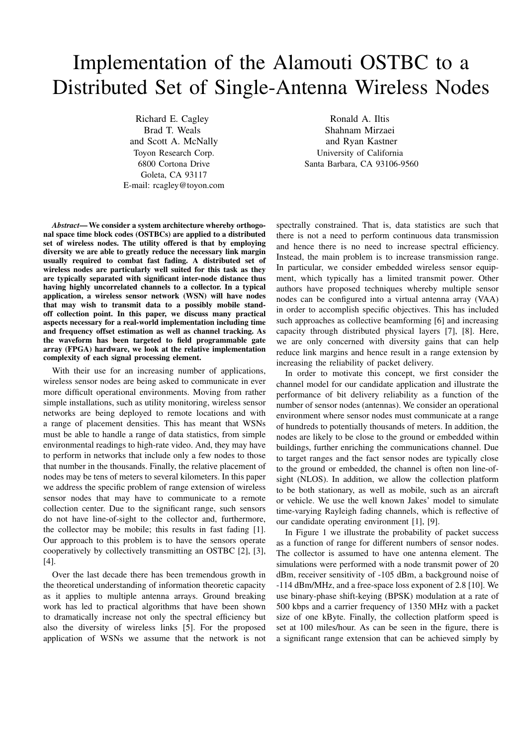# Implementation of the Alamouti OSTBC to a Distributed Set of Single-Antenna Wireless Nodes

Richard E. Cagley
Brad T. Weals
and Scott A. McNally
Toyon Research Corp.
6800 Cortona Drive
Goleta, CA 93117
E-mail: rcagley@toyon.com

Ronald A. Iltis
Shahnam Mirzaei
and Ryan Kastner
University of California
Santa Barbara, CA 93106-9560

***Abstract*— We consider a system architecture whereby orthogonal space time block codes (OSTBCs) are applied to a distributed set of wireless nodes. The utility offered is that by employing diversity we are able to greatly reduce the necessary link margin usually required to combat fast fading. A distributed set of wireless nodes are particularly well suited for this task as they are typically separated with significant inter-node distance thus having highly uncorrelated channels to a collector. In a typical application, a wireless sensor network (WSN) will have nodes that may wish to transmit data to a possibly mobile stand-off collection point. In this paper, we discuss many practical aspects necessary for a real-world implementation including time and frequency offset estimation as well as channel tracking. As the waveform has been targeted to field programmable gate array (FPGA) hardware, we look at the relative implementation complexity of each signal processing element.**

With their use for an increasing number of applications, wireless sensor nodes are being asked to communicate in ever more difficult operational environments. Moving from rather simple installations, such as utility monitoring, wireless sensor networks are being deployed to remote locations and with a range of placement densities. This has meant that WSNs must be able to handle a range of data statistics, from simple environmental readings to high-rate video. And, they may have to perform in networks that include only a few nodes to those that number in the thousands. Finally, the relative placement of nodes may be tens of meters to several kilometers. In this paper we address the specific problem of range extension of wireless sensor nodes that may have to communicate to a remote collection center. Due to the significant range, such sensors do not have line-of-sight to the collector and, furthermore, the collector may be mobile; this results in fast fading [1]. Our approach to this problem is to have the sensors operate cooperatively by collectively transmitting an OSTBC [2], [3], [4].

Over the last decade there has been tremendous growth in the theoretical understanding of information theoretic capacity as it applies to multiple antenna arrays. Ground breaking work has led to practical algorithms that have been shown to dramatically increase not only the spectral efficiency but also the diversity of wireless links [5]. For the proposed application of WSNs we assume that the network is not spectrally constrained. That is, data statistics are such that there is not a need to perform continuous data transmission and hence there is no need to increase spectral efficiency. Instead, the main problem is to increase transmission range. In particular, we consider embedded wireless sensor equipment, which typically has a limited transmit power. Other authors have proposed techniques whereby multiple sensor nodes can be configured into a virtual antenna array (VAA) in order to accomplish specific objectives. This has included such approaches as collective beamforming [6] and increasing capacity through distributed physical layers [7], [8]. Here, we are only concerned with diversity gains that can help reduce link margins and hence result in a range extension by increasing the reliability of packet delivery.

In order to motivate this concept, we first consider the channel model for our candidate application and illustrate the performance of bit delivery reliability as a function of the number of sensor nodes (antennas). We consider an operational environment where sensor nodes must communicate at a range of hundreds to potentially thousands of meters. In addition, the nodes are likely to be close to the ground or embedded within buildings, further enriching the communications channel. Due to target ranges and the fact sensor nodes are typically close to the ground or embedded, the channel is often non line-of-sight (NLOS). In addition, we allow the collection platform to be both stationary, as well as mobile, such as an aircraft or vehicle. We use the well known Jakes' model to simulate time-varying Rayleigh fading channels, which is reflective of our candidate operating environment [1], [9].

In Figure 1 we illustrate the probability of packet success as a function of range for different numbers of sensor nodes. The collector is assumed to have one antenna element. The simulations were performed with a node transmit power of 20 dBm, receiver sensitivity of -105 dBm, a background noise of -114 dBm/MHz, and a free-space loss exponent of 2.8 [10]. We use binary-phase shift-keying (BPSK) modulation at a rate of 500 kbps and a carrier frequency of 1350 MHz with a packet size of one kByte. Finally, the collection platform speed is set at 100 miles/hour. As can be seen in the figure, there is a significant range extension that can be achieved simply by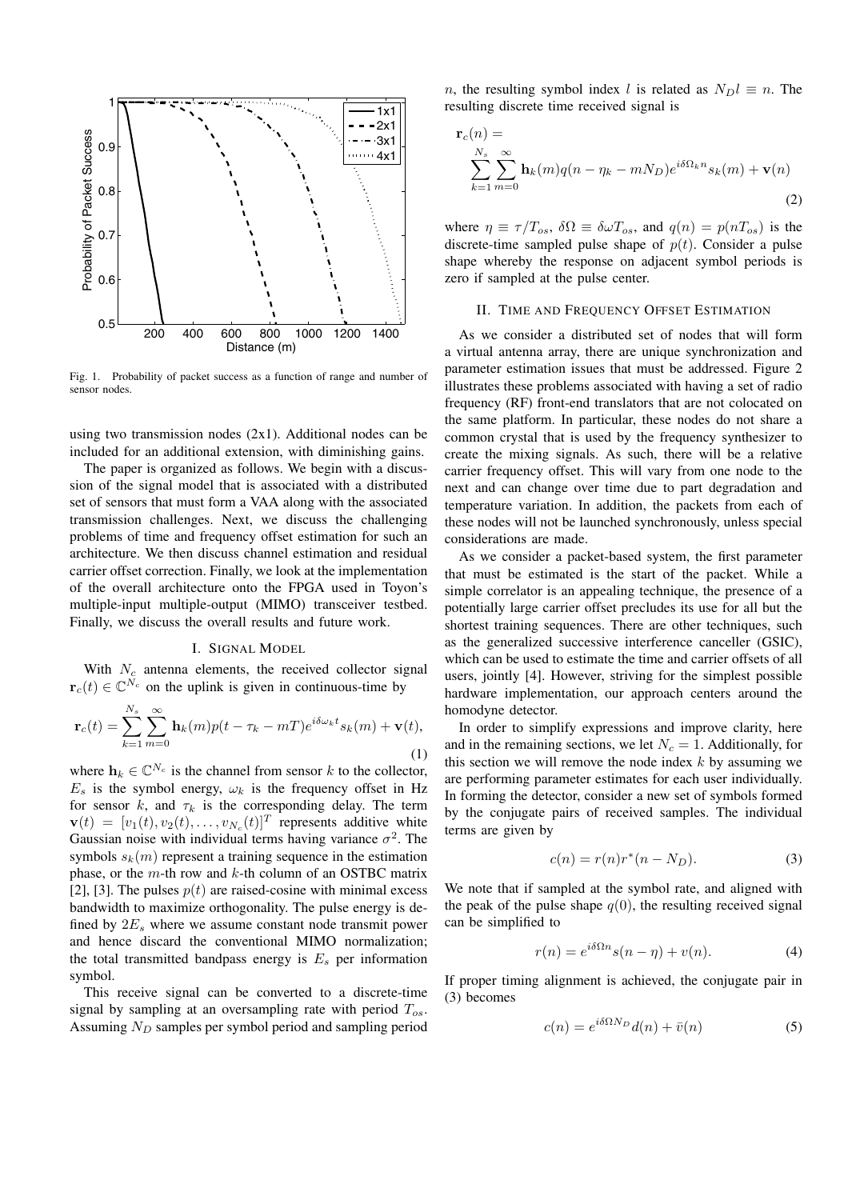Fig. 1. Probability of packet success as a function of range and number of sensor nodes.

using two transmission nodes (2x1). Additional nodes can be included for an additional extension, with diminishing gains.

The paper is organized as follows. We begin with a discussion of the signal model that is associated with a distributed set of sensors that must form a VAA along with the associated transmission challenges. Next, we discuss the challenging problems of time and frequency offset estimation for such an architecture. We then discuss channel estimation and residual carrier offset correction. Finally, we look at the implementation of the overall architecture onto the FPGA used in Toyon's multiple-input multiple-output (MIMO) transceiver testbed. Finally, we discuss the overall results and future work.

## I. Signal Model

With $N_c$ antenna elements, the received collector signal $\mathbf{r}_c(t) \in \mathbb{C}^{N_c}$ on the uplink is given in continuous-time by

$$\mathbf{r}_c(t) = \sum_{k=1}^{N_s} \sum_{m=0}^{\infty} \mathbf{h}_k(m) p(t - \tau_k - mT) e^{i\delta\omega_k t} s_k(m) + \mathbf{v}(t), \tag{1}$$

where $\mathbf{h}_k \in \mathbb{C}^{N_c}$ is the channel from sensor $k$ to the collector, $E_s$ is the symbol energy, $\omega_k$ is the frequency offset in Hz for sensor $k$, and $\tau_k$ is the corresponding delay. The term $\mathbf{v}(t) = [v_1(t), v_2(t), \ldots, v_{N_c}(t)]^T$ represents additive white Gaussian noise with individual terms having variance $\sigma^2$. The symbols $s_k(m)$ represent a training sequence in the estimation phase, or the $m$-th row and $k$-th column of an OSTBC matrix [2], [3]. The pulses $p(t)$ are raised-cosine with minimal excess bandwidth to maximize orthogonality. The pulse energy is defined by $2E_s$ where we assume constant node transmit power and hence discard the conventional MIMO normalization; the total transmitted bandpass energy is $E_s$ per information symbol.

This receive signal can be converted to a discrete-time signal by sampling at an oversampling rate with period $T_{os}$. Assuming $N_D$ samples per symbol period and sampling period $n$, the resulting symbol index $l$ is related as $N_D l \equiv n$. The resulting discrete time received signal is

$$\mathbf{r}_c(n) = \sum_{k=1}^{N_s} \sum_{m=0}^{\infty} \mathbf{h}_k(m) q(n - \eta_k - mN_D) e^{i\delta\Omega_k n} s_k(m) + \mathbf{v}(n) \tag{2}$$

where $\eta \equiv \tau / T_{os}$, $\delta\Omega \equiv \delta\omega T_{os}$, and $q(n) = p(nT_{os})$ is the discrete-time sampled pulse shape of $p(t)$. Consider a pulse shape whereby the response on adjacent symbol periods is zero if sampled at the pulse center.

## II. Time and Frequency Offset Estimation

As we consider a distributed set of nodes that will form a virtual antenna array, there are unique synchronization and parameter estimation issues that must be addressed. Figure 2 illustrates these problems associated with having a set of radio frequency (RF) front-end translators that are not colocated on the same platform. In particular, these nodes do not share a common crystal that is used by the frequency synthesizer to create the mixing signals. As such, there will be a relative carrier frequency offset. This will vary from one node to the next and can change over time due to part degradation and temperature variation. In addition, the packets from each of these nodes will not be launched synchronously, unless special considerations are made.

As we consider a packet-based system, the first parameter that must be estimated is the start of the packet. While a simple correlator is an appealing technique, the presence of a potentially large carrier offset precludes its use for all but the shortest training sequences. There are other techniques, such as the generalized successive interference canceller (GSIC), which can be used to estimate the time and carrier offsets of all users, jointly [4]. However, striving for the simplest possible hardware implementation, our approach centers around the homodyne detector.

In order to simplify expressions and improve clarity, here and in the remaining sections, we let $N_c = 1$. Additionally, for this section we will remove the node index $k$ by assuming we are performing parameter estimates for each user individually. In forming the detector, consider a new set of symbols formed by the conjugate pairs of received samples. The individual terms are given by

$$c(n) = r(n) r^*(n - N_D). \tag{3}$$

We note that if sampled at the symbol rate, and aligned with the peak of the pulse shape $q(0)$, the resulting received signal can be simplified to

$$r(n) = e^{i\delta\Omega n} s(n - \eta) + v(n). \tag{4}$$

If proper timing alignment is achieved, the conjugate pair in (3) becomes

$$c(n) = e^{i\delta\Omega N_D} d(n) + \bar{v}(n) \tag{5}$$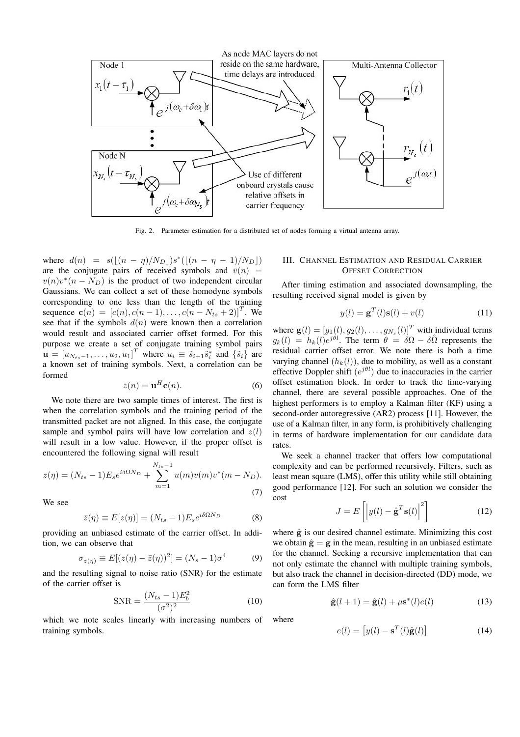Fig. 2. Parameter estimation for a distributed set of nodes forming a virtual antenna array.

where $d(n) = s(\lfloor(n-\eta)/N_D\rfloor)s^*(\lfloor(n-\eta-1)/N_D\rfloor)$ are the conjugate pairs of received symbols and $\bar{v}(n) = v(n)v^*(n-N_D)$ is the product of two independent circular Gaussians. We can collect a set of these homodyne symbols corresponding to one less than the length of the training sequence $\mathbf{c}(n) = [c(n), c(n-1), \ldots, c(n-N_{ts}+2)]^T$. We see that if the symbols $d(n)$ were known then a correlation would result and associated carrier offset formed. For this purpose we create a set of conjugate training symbol pairs $\mathbf{u} = [u_{N_{ts}-1}, \ldots, u_2, u_1]^T$ where $u_i \equiv \tilde{s}_{i+1}\tilde{s}_i^*$ and $\{\tilde{s}_i\}$ are a known set of training symbols. Next, a correlation can be formed

$$z(n) = \mathbf{u}^H \mathbf{c}(n). \tag{6}$$

We note there are two sample times of interest. The first is when the correlation symbols and the training period of the transmitted packet are not aligned. In this case, the conjugate sample and symbol pairs will have low correlation and $z(l)$ will result in a low value. However, if the proper offset is encountered the following signal will result

$$z(\eta) = (N_{ts}-1)E_s e^{i\delta\Omega N_D} + \sum_{m=1}^{N_{ts}-1} u(m)v(m)v^*(m-N_D). \tag{7}$$

We see

$$\bar{z}(\eta) \equiv E[z(\eta)] = (N_{ts}-1)E_s e^{i\delta\Omega N_D} \tag{8}$$

providing an unbiased estimate of the carrier offset. In addition, we can observe that

$$\sigma_{z(\eta)} \equiv E[(z(\eta) - \bar{z}(\eta))^2] = (N_s - 1)\sigma^4 \tag{9}$$

and the resulting signal to noise ratio (SNR) for the estimate of the carrier offset is

$$\text{SNR} = \frac{(N_{ts}-1)E_b^2}{(\sigma^2)^2} \tag{10}$$

which we note scales linearly with increasing numbers of training symbols.

## III. Channel Estimation and Residual Carrier Offset Correction

After timing estimation and associated downsampling, the resulting received signal model is given by

$$y(l) = \mathbf{g}^T(l)\mathbf{s}(l) + v(l) \tag{11}$$

where $\mathbf{g}(l) = [g_1(l), g_2(l), \ldots, g_{N_s}(l)]^T$ with individual terms $g_k(l) = h_k(l)e^{j\theta l}$. The term $\theta = \delta\Omega - \delta\hat{\Omega}$ represents the residual carrier offset error. We note there is both a time varying channel ($h_k(l)$), due to mobility, as well as a constant effective Doppler shift ($e^{j\theta l}$) due to inaccuracies in the carrier offset estimation block. In order to track the time-varying channel, there are several possible approaches. One of the highest performers is to employ a Kalman filter (KF) using a second-order autoregressive (AR2) process [11]. However, the use of a Kalman filter, in any form, is prohibitively challenging in terms of hardware implementation for our candidate data rates.

We seek a channel tracker that offers low computational complexity and can be performed recursively. Filters, such as least mean square (LMS), offer this utility while still obtaining good performance [12]. For such an solution we consider the cost

$$J = E\left[\left|y(l) - \hat{\mathbf{g}}^T\mathbf{s}(l)\right|^2\right] \tag{12}$$

where $\hat{\mathbf{g}}$ is our desired channel estimate. Minimizing this cost we obtain $\hat{\mathbf{g}} = \mathbf{g}$ in the mean, resulting in an unbiased estimate for the channel. Seeking a recursive implementation that can not only estimate the channel with multiple training symbols, but also track the channel in decision-directed (DD) mode, we can form the LMS filter

$$\hat{\mathbf{g}}(l+1) = \hat{\mathbf{g}}(l) + \mu\mathbf{s}^*(l)e(l) \tag{13}$$

where

$$e(l) = \left[y(l) - \mathbf{s}^T(l)\hat{\mathbf{g}}(l)\right] \tag{14}$$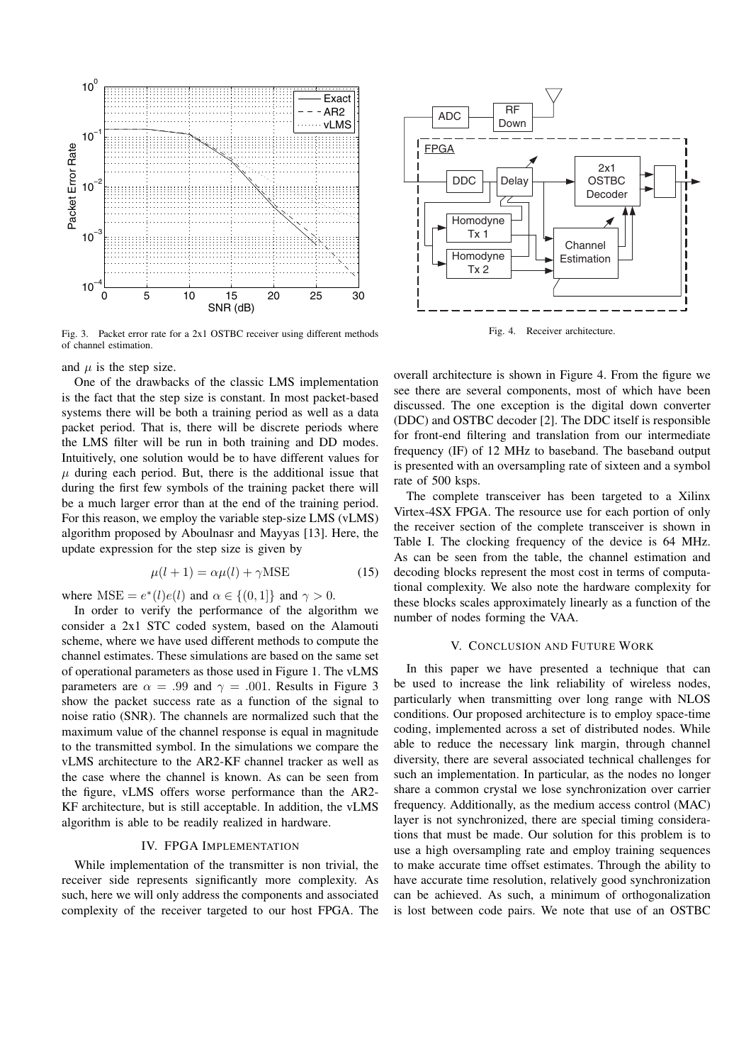Fig. 3. Packet error rate for a 2x1 OSTBC receiver using different methods of channel estimation.

Fig. 4. Receiver architecture.

and $\mu$ is the step size.

One of the drawbacks of the classic LMS implementation is the fact that the step size is constant. In most packet-based systems there will be both a training period as well as a data packet period. That is, there will be discrete periods where the LMS filter will be run in both training and DD modes. Intuitively, one solution would be to have different values for $\mu$ during each period. But, there is the additional issue that during the first few symbols of the training packet there will be a much larger error than at the end of the training period. For this reason, we employ the variable step-size LMS (vLMS) algorithm proposed by Aboulnasr and Mayyas [13]. Here, the update expression for the step size is given by

$$\mu(l+1) = \alpha\mu(l) + \gamma \text{MSE} \tag{15}$$

where $\text{MSE} = e^*(l)e(l)$ and $\alpha \in \{(0, 1]\}$ and $\gamma > 0$.

In order to verify the performance of the algorithm we consider a 2x1 STC coded system, based on the Alamouti scheme, where we have used different methods to compute the channel estimates. These simulations are based on the same set of operational parameters as those used in Figure 1. The vLMS parameters are $\alpha = .99$ and $\gamma = .001$. Results in Figure 3 show the packet success rate as a function of the signal to noise ratio (SNR). The channels are normalized such that the maximum value of the channel response is equal in magnitude to the transmitted symbol. In the simulations we compare the vLMS architecture to the AR2-KF channel tracker as well as the case where the channel is known. As can be seen from the figure, vLMS offers worse performance than the AR2-KF architecture, but is still acceptable. In addition, the vLMS algorithm is able to be readily realized in hardware.

## IV. FPGA Implementation

While implementation of the transmitter is non trivial, the receiver side represents significantly more complexity. As such, here we will only address the components and associated complexity of the receiver targeted to our host FPGA. The overall architecture is shown in Figure 4. From the figure we see there are several components, most of which have been discussed. The one exception is the digital down converter (DDC) and OSTBC decoder [2]. The DDC itself is responsible for front-end filtering and translation from our intermediate frequency (IF) of 12 MHz to baseband. The baseband output is presented with an oversampling rate of sixteen and a symbol rate of 500 ksps.

The complete transceiver has been targeted to a Xilinx Virtex-4SX FPGA. The resource use for each portion of only the receiver section of the complete transceiver is shown in Table I. The clocking frequency of the device is 64 MHz. As can be seen from the table, the channel estimation and decoding blocks represent the most cost in terms of computational complexity. We also note the hardware complexity for these blocks scales approximately linearly as a function of the number of nodes forming the VAA.

## V. Conclusion and Future Work

In this paper we have presented a technique that can be used to increase the link reliability of wireless nodes, particularly when transmitting over long range with NLOS conditions. Our proposed architecture is to employ space-time coding, implemented across a set of distributed nodes. While able to reduce the necessary link margin, through channel diversity, there are several associated technical challenges for such an implementation. In particular, as the nodes no longer share a common crystal we lose synchronization over carrier frequency. Additionally, as the medium access control (MAC) layer is not synchronized, there are special timing considerations that must be made. Our solution for this problem is to use a high oversampling rate and employ training sequences to make accurate time offset estimates. Through the ability to have accurate time resolution, relatively good synchronization can be achieved. As such, a minimum of orthogonalization is lost between code pairs. We note that use of an OSTBC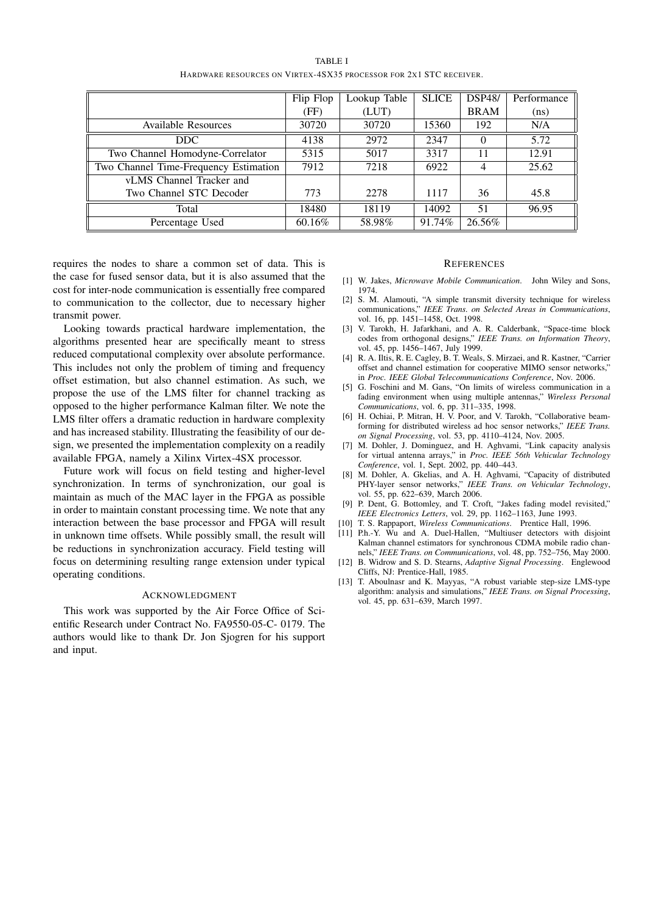TABLE I

HARDWARE RESOURCES ON VIRTEX-4SX35 PROCESSOR FOR 2X1 STC RECEIVER.

| | Flip Flop (FF) | Lookup Table (LUT) | SLICE | DSP48/ BRAM | Performance (ns) |
|---|---|---|---|---|---|
| Available Resources | 30720 | 30720 | 15360 | 192 | N/A |
| DDC | 4138 | 2972 | 2347 | 0 | 5.72 |
| Two Channel Homodyne-Correlator | 5315 | 5017 | 3317 | 11 | 12.91 |
| Two Channel Time-Frequency Estimation | 7912 | 7218 | 6922 | 4 | 25.62 |
| vLMS Channel Tracker and Two Channel STC Decoder | 773 | 2278 | 1117 | 36 | 45.8 |
| Total | 18480 | 18119 | 14092 | 51 | 96.95 |
| Percentage Used | 60.16% | 58.98% | 91.74% | 26.56% | |

requires the nodes to share a common set of data. This is the case for fused sensor data, but it is also assumed that the cost for inter-node communication is essentially free compared to communication to the collector, due to necessary higher transmit power.

Looking towards practical hardware implementation, the algorithms presented hear are specifically meant to stress reduced computational complexity over absolute performance. This includes not only the problem of timing and frequency offset estimation, but also channel estimation. As such, we propose the use of the LMS filter for channel tracking as opposed to the higher performance Kalman filter. We note the LMS filter offers a dramatic reduction in hardware complexity and has increased stability. Illustrating the feasibility of our design, we presented the implementation complexity on a readily available FPGA, namely a Xilinx Virtex-4SX processor.

Future work will focus on field testing and higher-level synchronization. In terms of synchronization, our goal is maintain as much of the MAC layer in the FPGA as possible in order to maintain constant processing time. We note that any interaction between the base processor and FPGA will result in unknown time offsets. While possibly small, the result will be reductions in synchronization accuracy. Field testing will focus on determining resulting range extension under typical operating conditions.

## ACKNOWLEDGMENT

This work was supported by the Air Force Office of Scientific Research under Contract No. FA9550-05-C- 0179. The authors would like to thank Dr. Jon Sjogren for his support and input.

## REFERENCES

[1] W. Jakes, *Microwave Mobile Communication*. John Wiley and Sons, 1974.

[2] S. M. Alamouti, "A simple transmit diversity technique for wireless communications," *IEEE Trans. on Selected Areas in Communications*, vol. 16, pp. 1451–1458, Oct. 1998.

[3] V. Tarokh, H. Jafarkhani, and A. R. Calderbank, "Space-time block codes from orthogonal designs," *IEEE Trans. on Information Theory*, vol. 45, pp. 1456–1467, July 1999.

[4] R. A. Iltis, R. E. Cagley, B. T. Weals, S. Mirzaei, and R. Kastner, "Carrier offset and channel estimation for cooperative MIMO sensor networks," in *Proc. IEEE Global Telecommunications Conference*, Nov. 2006.

[5] G. Foschini and M. Gans, "On limits of wireless communication in a fading environment when using multiple antennas," *Wireless Personal Communications*, vol. 6, pp. 311–335, 1998.

[6] H. Ochiai, P. Mitran, H. V. Poor, and V. Tarokh, "Collaborative beamforming for distributed wireless ad hoc sensor networks," *IEEE Trans. on Signal Processing*, vol. 53, pp. 4110–4124, Nov. 2005.

[7] M. Dohler, J. Dominguez, and H. Aghvami, "Link capacity analysis for virtual antenna arrays," in *Proc. IEEE 56th Vehicular Technology Conference*, vol. 1, Sept. 2002, pp. 440–443.

[8] M. Dohler, A. Gkelias, and A. H. Aghvami, "Capacity of distributed PHY-layer sensor networks," *IEEE Trans. on Vehicular Technology*, vol. 55, pp. 622–639, March 2006.

[9] P. Dent, G. Bottomley, and T. Croft, "Jakes fading model revisited," *IEEE Electronics Letters*, vol. 29, pp. 1162–1163, June 1993.

[10] T. S. Rappaport, *Wireless Communications*. Prentice Hall, 1996.

[11] P.h.-Y. Wu and A. Duel-Hallen, "Multiuser detectors with disjoint Kalman channel estimators for synchronous CDMA mobile radio channels," *IEEE Trans. on Communications*, vol. 48, pp. 752–756, May 2000.

[12] B. Widrow and S. D. Stearns, *Adaptive Signal Processing*. Englewood Cliffs, NJ: Prentice-Hall, 1985.

[13] T. Aboulnasr and K. Mayyas, "A robust variable step-size LMS-type algorithm: analysis and simulations," *IEEE Trans. on Signal Processing*, vol. 45, pp. 631–639, March 1997.